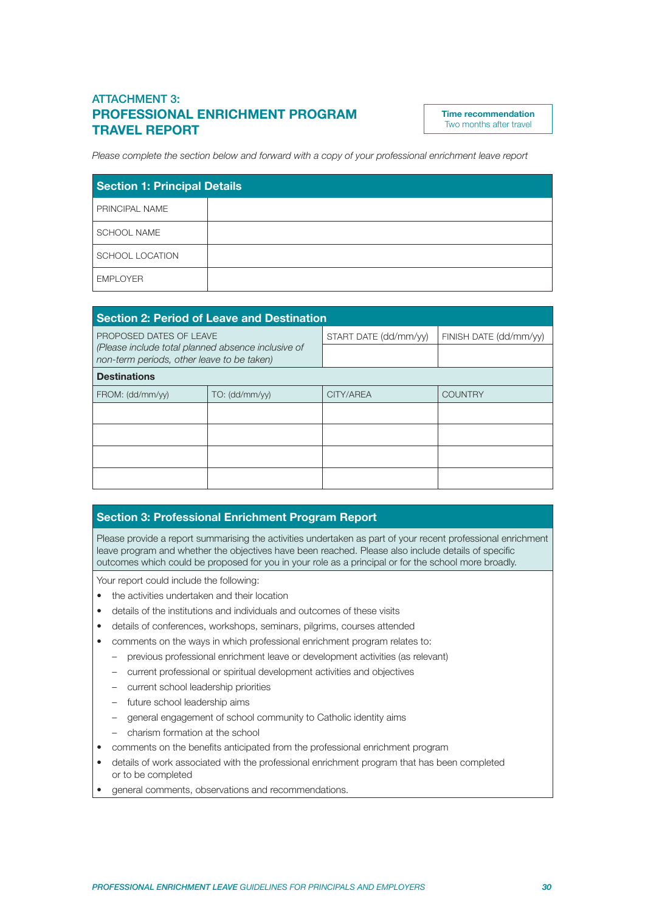# ATTACHMENT 3: PROFESSIONAL ENRICHMENT PROGRAM TRAVEL REPORT

**Time recommendation**
Two months after travel

*Please complete the section below and forward with a copy of your professional enrichment leave report*

| **Section 1: Principal Details** | |
|---|---|
| PRINCIPAL NAME | |
| SCHOOL NAME | |
| SCHOOL LOCATION | |
| EMPLOYER | |

| **Section 2: Period of Leave and Destination** | | | |
|---|---|---|---|
| PROPOSED DATES OF LEAVE *(Please include total planned absence inclusive of non-term periods, other leave to be taken)* | | START DATE (dd/mm/yy) | FINISH DATE (dd/mm/yy) |
| | | | |
| **Destinations** | | | |
| FROM: (dd/mm/yy) | TO: (dd/mm/yy) | CITY/AREA | COUNTRY |
| | | | |
| | | | |
| | | | |
| | | | |

## Section 3: Professional Enrichment Program Report

Please provide a report summarising the activities undertaken as part of your recent professional enrichment leave program and whether the objectives have been reached. Please also include details of specific outcomes which could be proposed for you in your role as a principal or for the school more broadly.

Your report could include the following:

- the activities undertaken and their location
- details of the institutions and individuals and outcomes of these visits
- details of conferences, workshops, seminars, pilgrims, courses attended
- comments on the ways in which professional enrichment program relates to:
  - previous professional enrichment leave or development activities (as relevant)
  - current professional or spiritual development activities and objectives
  - current school leadership priorities
  - future school leadership aims
  - general engagement of school community to Catholic identity aims
  - charism formation at the school
- comments on the benefits anticipated from the professional enrichment program
- details of work associated with the professional enrichment program that has been completed or to be completed
- general comments, observations and recommendations.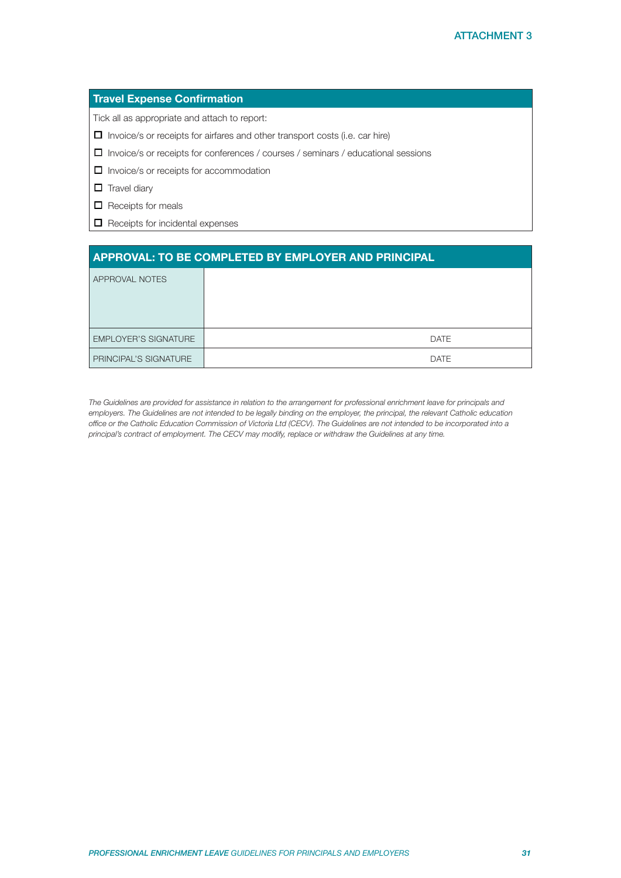ATTACHMENT 3

## Travel Expense Confirmation

Tick all as appropriate and attach to report:

- ☐ Invoice/s or receipts for airfares and other transport costs (i.e. car hire)
- ☐ Invoice/s or receipts for conferences / courses / seminars / educational sessions
- ☐ Invoice/s or receipts for accommodation
- ☐ Travel diary
- ☐ Receipts for meals
- ☐ Receipts for incidental expenses

## APPROVAL: TO BE COMPLETED BY EMPLOYER AND PRINCIPAL

| | |
|---|---|
| APPROVAL NOTES | |
| EMPLOYER'S SIGNATURE | DATE |
| PRINCIPAL'S SIGNATURE | DATE |

*The Guidelines are provided for assistance in relation to the arrangement for professional enrichment leave for principals and employers. The Guidelines are not intended to be legally binding on the employer, the principal, the relevant Catholic education office or the Catholic Education Commission of Victoria Ltd (CECV). The Guidelines are not intended to be incorporated into a principal's contract of employment. The CECV may modify, replace or withdraw the Guidelines at any time.*